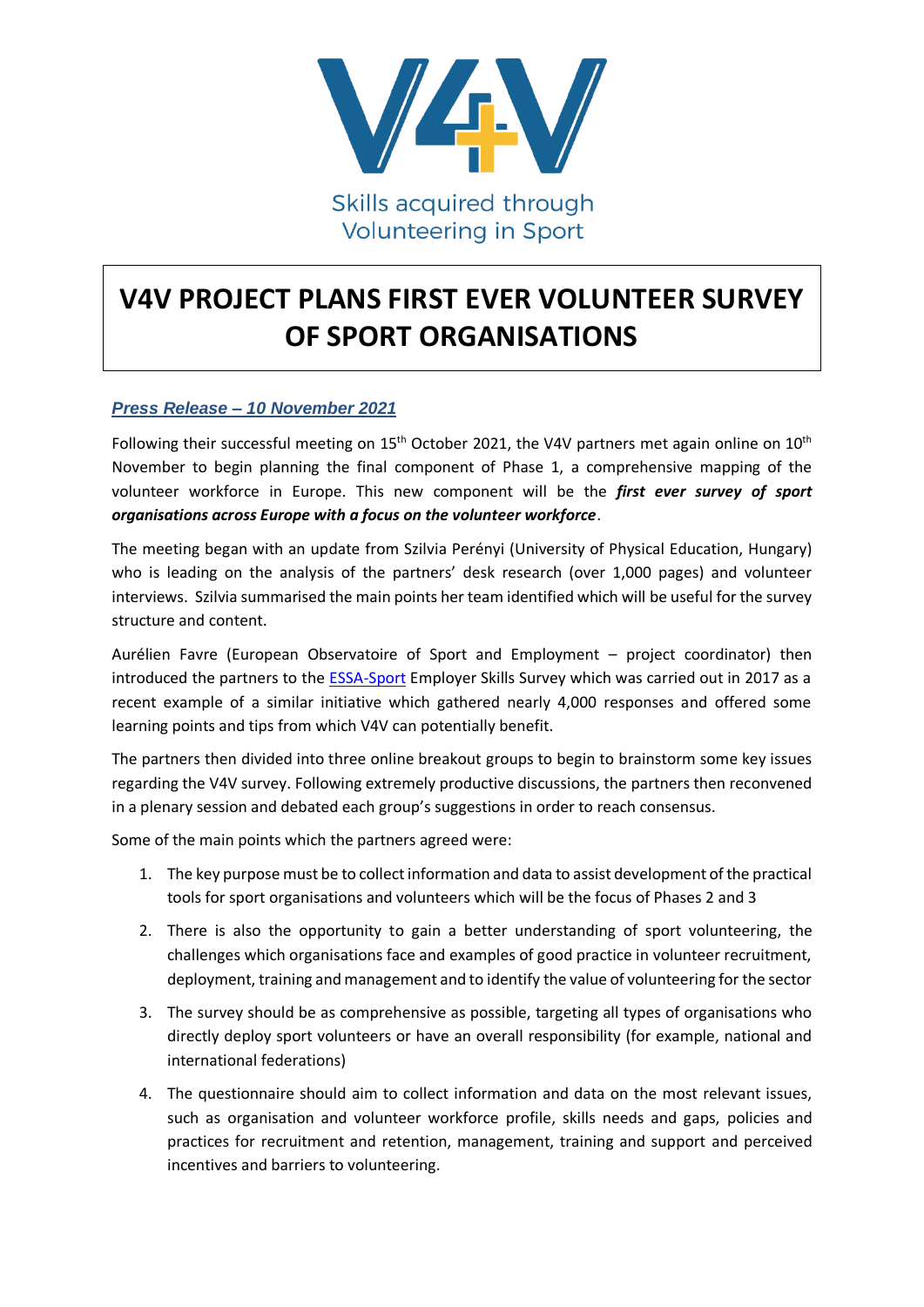V4V

Skills acquired through Volunteering in Sport

# V4V PROJECT PLANS FIRST EVER VOLUNTEER SURVEY OF SPORT ORGANISATIONS

***Press Release – 10 November 2021***

Following their successful meeting on 15th October 2021, the V4V partners met again online on 10th November to begin planning the final component of Phase 1, a comprehensive mapping of the volunteer workforce in Europe. This new component will be the ***first ever survey of sport organisations across Europe with a focus on the volunteer workforce***.

The meeting began with an update from Szilvia Perényi (University of Physical Education, Hungary) who is leading on the analysis of the partners' desk research (over 1,000 pages) and volunteer interviews. Szilvia summarised the main points her team identified which will be useful for the survey structure and content.

Aurélien Favre (European Observatoire of Sport and Employment – project coordinator) then introduced the partners to the ESSA-Sport Employer Skills Survey which was carried out in 2017 as a recent example of a similar initiative which gathered nearly 4,000 responses and offered some learning points and tips from which V4V can potentially benefit.

The partners then divided into three online breakout groups to begin to brainstorm some key issues regarding the V4V survey. Following extremely productive discussions, the partners then reconvened in a plenary session and debated each group's suggestions in order to reach consensus.

Some of the main points which the partners agreed were:

1. The key purpose must be to collect information and data to assist development of the practical tools for sport organisations and volunteers which will be the focus of Phases 2 and 3
2. There is also the opportunity to gain a better understanding of sport volunteering, the challenges which organisations face and examples of good practice in volunteer recruitment, deployment, training and management and to identify the value of volunteering for the sector
3. The survey should be as comprehensive as possible, targeting all types of organisations who directly deploy sport volunteers or have an overall responsibility (for example, national and international federations)
4. The questionnaire should aim to collect information and data on the most relevant issues, such as organisation and volunteer workforce profile, skills needs and gaps, policies and practices for recruitment and retention, management, training and support and perceived incentives and barriers to volunteering.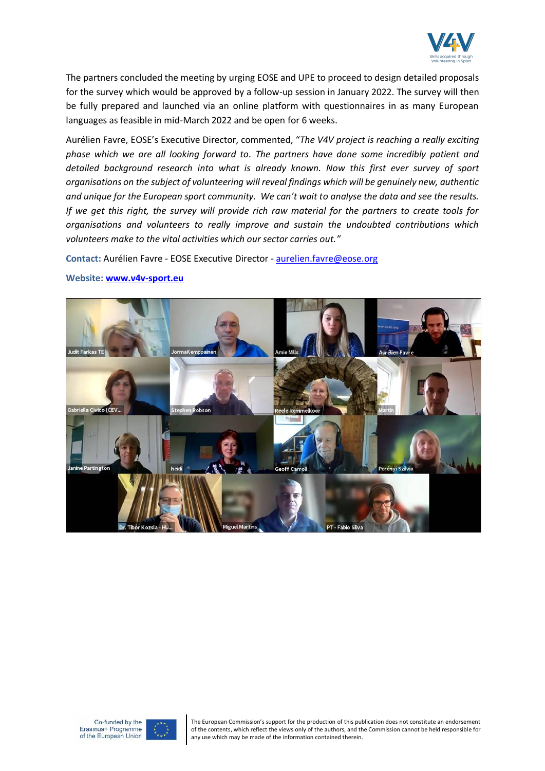The partners concluded the meeting by urging EOSE and UPE to proceed to design detailed proposals for the survey which would be approved by a follow-up session in January 2022. The survey will then be fully prepared and launched via an online platform with questionnaires in as many European languages as feasible in mid-March 2022 and be open for 6 weeks.

Aurélien Favre, EOSE's Executive Director, commented, "*The V4V project is reaching a really exciting phase which we are all looking forward to. The partners have done some incredibly patient and detailed background research into what is already known. Now this first ever survey of sport organisations on the subject of volunteering will reveal findings which will be genuinely new, authentic and unique for the European sport community. We can't wait to analyse the data and see the results. If we get this right, the survey will provide rich raw material for the partners to create tools for organisations and volunteers to really improve and sustain the undoubted contributions which volunteers make to the vital activities which our sector carries out.*"

**Contact:** Aurélien Favre - EOSE Executive Director - aurelien.favre@eose.org

**Website:** **www.v4v-sport.eu**

Co-funded by the Erasmus+ Programme of the European Union

The European Commission's support for the production of this publication does not constitute an endorsement of the contents, which reflect the views only of the authors, and the Commission cannot be held responsible for any use which may be made of the information contained therein.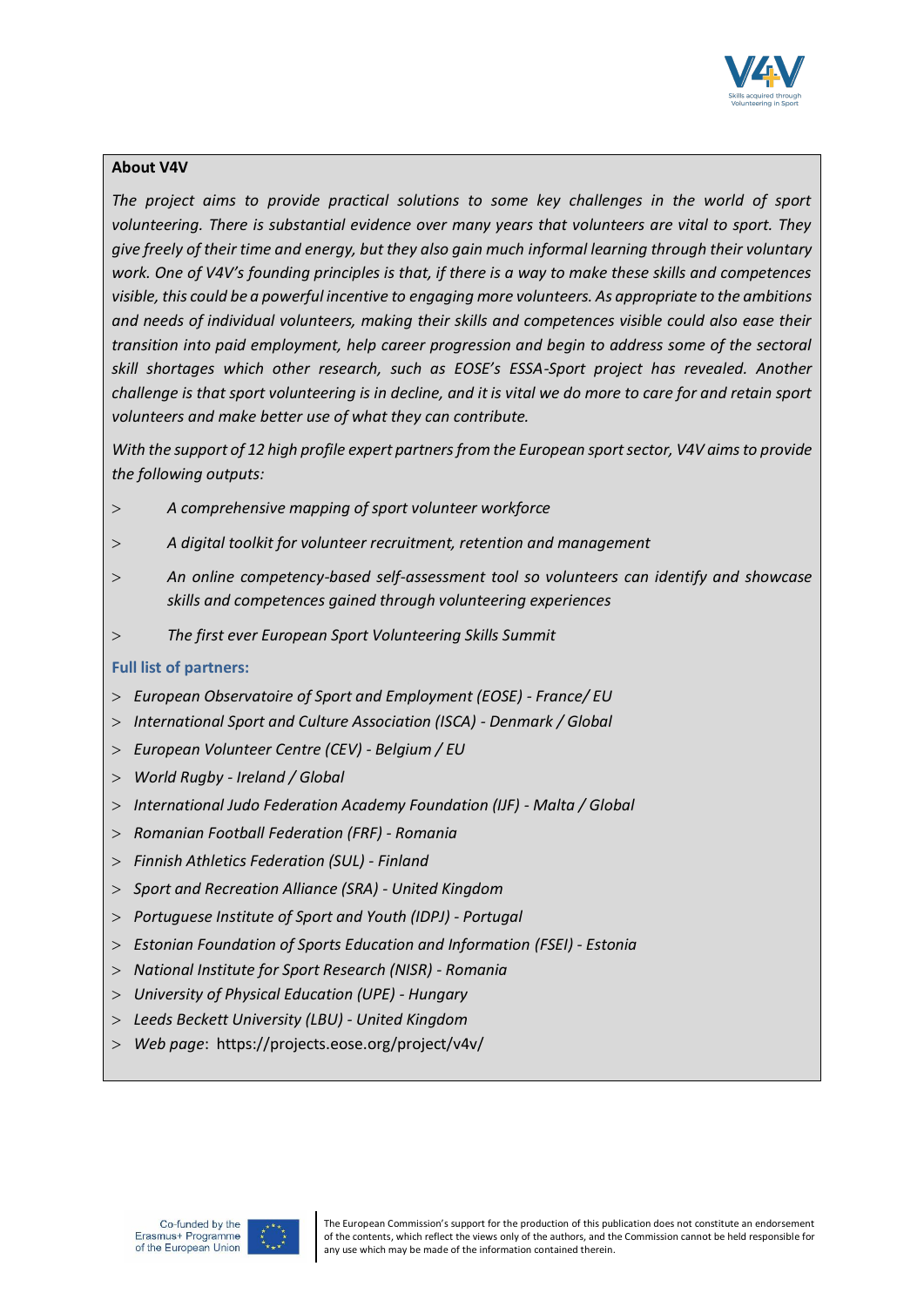**About V4V**

*The project aims to provide practical solutions to some key challenges in the world of sport volunteering. There is substantial evidence over many years that volunteers are vital to sport. They give freely of their time and energy, but they also gain much informal learning through their voluntary work. One of V4V's founding principles is that, if there is a way to make these skills and competences visible, this could be a powerful incentive to engaging more volunteers. As appropriate to the ambitions and needs of individual volunteers, making their skills and competences visible could also ease their transition into paid employment, help career progression and begin to address some of the sectoral skill shortages which other research, such as EOSE's ESSA-Sport project has revealed. Another challenge is that sport volunteering is in decline, and it is vital we do more to care for and retain sport volunteers and make better use of what they can contribute.*

*With the support of 12 high profile expert partners from the European sport sector, V4V aims to provide the following outputs:*

- *A comprehensive mapping of sport volunteer workforce*
- *A digital toolkit for volunteer recruitment, retention and management*
- *An online competency-based self-assessment tool so volunteers can identify and showcase skills and competences gained through volunteering experiences*
- *The first ever European Sport Volunteering Skills Summit*

**Full list of partners:**

- *European Observatoire of Sport and Employment (EOSE) - France/ EU*
- *International Sport and Culture Association (ISCA) - Denmark / Global*
- *European Volunteer Centre (CEV) - Belgium / EU*
- *World Rugby - Ireland / Global*
- *International Judo Federation Academy Foundation (IJF) - Malta / Global*
- *Romanian Football Federation (FRF) - Romania*
- *Finnish Athletics Federation (SUL) - Finland*
- *Sport and Recreation Alliance (SRA) - United Kingdom*
- *Portuguese Institute of Sport and Youth (IDPJ) - Portugal*
- *Estonian Foundation of Sports Education and Information (FSEI) - Estonia*
- *National Institute for Sport Research (NISR) - Romania*
- *University of Physical Education (UPE) - Hungary*
- *Leeds Beckett University (LBU) - United Kingdom*
- *Web page*: https://projects.eose.org/project/v4v/

Co-funded by the Erasmus+ Programme of the European Union

The European Commission's support for the production of this publication does not constitute an endorsement of the contents, which reflect the views only of the authors, and the Commission cannot be held responsible for any use which may be made of the information contained therein.